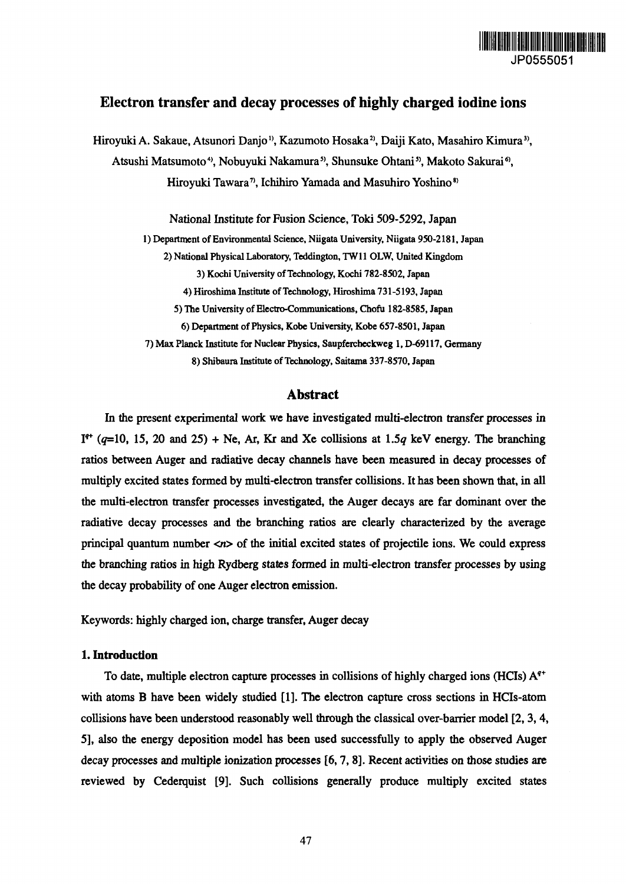JP0555051

# Electron transfer and decay processes of highly charged iodine ions

Hiroyuki A. Sakaue, Atsunori Danjo[1], Kazumoto Hosaka[2], Daiji Kato, Masahiro Kimura[3], Atsushi Matsumoto[4], Nobuyuki Nakamura[5], Shunsuke Ohtani[5], Makoto Sakurai[6], Hiroyuki Tawara[7], Ichihiro Yamada and Masuhiro Yoshino[8]

National Institute for Fusion Science, Toki 509-5292, Japan

1) Department of Environmental Science, Niigata University, Niigata 950-2181, Japan

2) National Physical Laboratory, Teddington, TW11 OLW, United Kingdom

3) Kochi University of Technology, Kochi 782-8502, Japan

4) Hiroshima Institute of Technology, Hiroshima 731-5193, Japan

5) The University of Electro-Communications, Chofu 182-8585, Japan

6) Department of Physics, Kobe University, Kobe 657-8501, Japan

7) Max Planck Institute for Nuclear Physics, Saupfercheckweg 1, D-69117, Germany

8) Shibaura Institute of Technology, Saitama 337-8570, Japan

## Abstract

In the present experimental work we have investigated multi-electron transfer processes in $I^{q+}$ ($q$=10, 15, 20 and 25) + Ne, Ar, Kr and Xe collisions at 1.5$q$ keV energy. The branching ratios between Auger and radiative decay channels have been measured in decay processes of multiply excited states formed by multi-electron transfer collisions. It has been shown that, in all the multi-electron transfer processes investigated, the Auger decays are far dominant over the radiative decay processes and the branching ratios are clearly characterized by the average principal quantum number $\langle n \rangle$ of the initial excited states of projectile ions. We could express the branching ratios in high Rydberg states formed in multi-electron transfer processes by using the decay probability of one Auger electron emission.

Keywords: highly charged ion, charge transfer, Auger decay

### 1. Introduction

To date, multiple electron capture processes in collisions of highly charged ions (HCIs) $A^{q+}$ with atoms B have been widely studied [1]. The electron capture cross sections in HCIs-atom collisions have been understood reasonably well through the classical over-barrier model [2, 3, 4, 5], also the energy deposition model has been used successfully to apply the observed Auger decay processes and multiple ionization processes [6, 7, 8]. Recent activities on those studies are reviewed by Cederquist [9]. Such collisions generally produce multiply excited states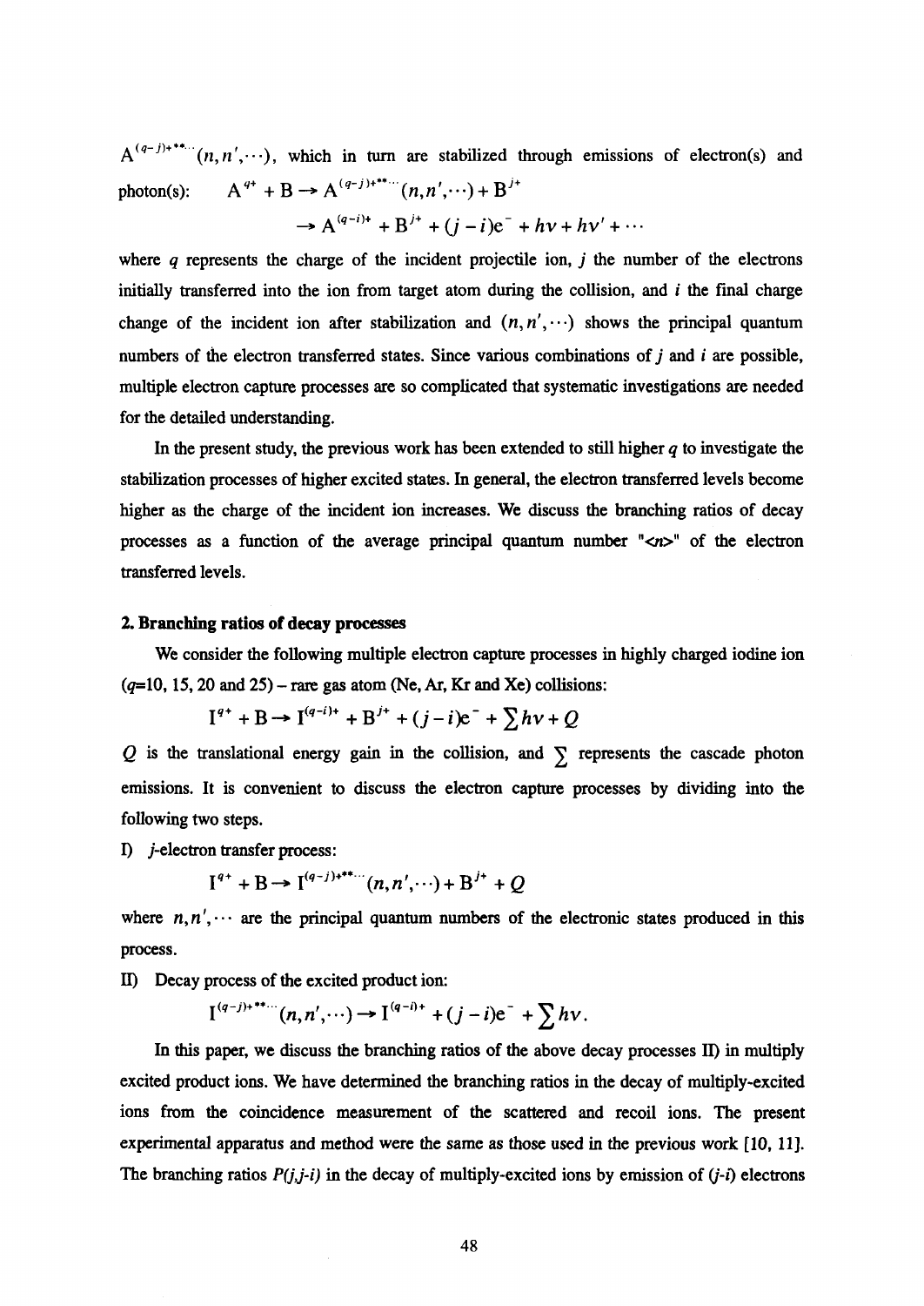$A^{(q-j)+**\cdots}(n,n',\cdots)$, which in turn are stabilized through emissions of electron(s) and photon(s): $A^{q+} + B \rightarrow A^{(q-j)+**\cdots}(n,n',\cdots) + B^{j+}$

$$\rightarrow A^{(q-i)+} + B^{j+} + (j-i)e^- + h\nu + h\nu' + \cdots$$

where $q$ represents the charge of the incident projectile ion, $j$ the number of the electrons initially transferred into the ion from target atom during the collision, and $i$ the final charge change of the incident ion after stabilization and $(n,n',\cdots)$ shows the principal quantum numbers of the electron transferred states. Since various combinations of $j$ and $i$ are possible, multiple electron capture processes are so complicated that systematic investigations are needed for the detailed understanding.

In the present study, the previous work has been extended to still higher $q$ to investigate the stabilization processes of higher excited states. In general, the electron transferred levels become higher as the charge of the incident ion increases. We discuss the branching ratios of decay processes as a function of the average principal quantum number "<n>" of the electron transferred levels.

## 2. Branching ratios of decay processes

We consider the following multiple electron capture processes in highly charged iodine ion ($q$=10, 15, 20 and 25) – rare gas atom (Ne, Ar, Kr and Xe) collisions:

$$I^{q+} + B \rightarrow I^{(q-i)+} + B^{j+} + (j-i)e^- + \sum h\nu + Q$$

$Q$ is the translational energy gain in the collision, and $\sum$ represents the cascade photon emissions. It is convenient to discuss the electron capture processes by dividing into the following two steps.

I) $j$-electron transfer process:

$$I^{q+} + B \rightarrow I^{(q-j)+**\cdots}(n,n',\cdots) + B^{j+} + Q$$

where $n,n',\cdots$ are the principal quantum numbers of the electronic states produced in this process.

II) Decay process of the excited product ion:

$$I^{(q-j)+**\cdots}(n,n',\cdots) \rightarrow I^{(q-i)+} + (j-i)e^- + \sum h\nu.$$

In this paper, we discuss the branching ratios of the above decay processes II) in multiply excited product ions. We have determined the branching ratios in the decay of multiply-excited ions from the coincidence measurement of the scattered and recoil ions. The present experimental apparatus and method were the same as those used in the previous work [10, 11]. The branching ratios $P(j,j-i)$ in the decay of multiply-excited ions by emission of $(j-i)$ electrons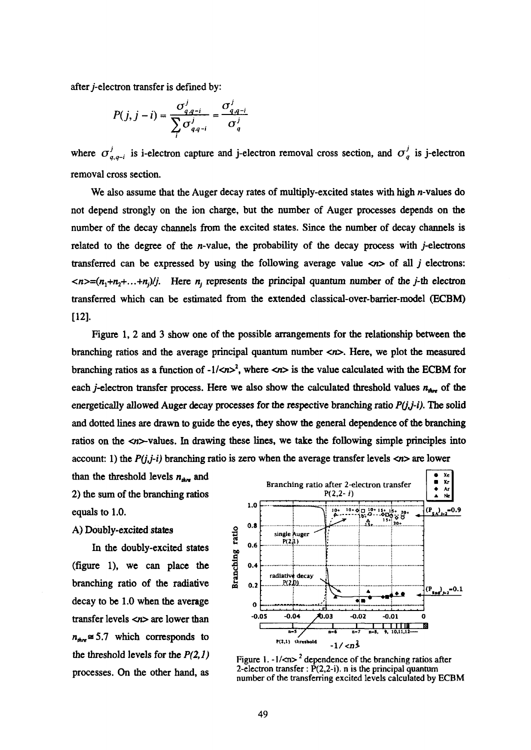after *j*-electron transfer is defined by:

$$P(j, j-i) = \frac{\sigma^{j}_{q,q-i}}{\sum_{i} \sigma^{j}_{q,q-i}} = \frac{\sigma^{j}_{q,q-i}}{\sigma^{j}_{q}}$$

where $\sigma^{j}_{q,q-i}$ is i-electron capture and j-electron removal cross section, and $\sigma^{j}_{q}$ is j-electron removal cross section.

We also assume that the Auger decay rates of multiply-excited states with high *n*-values do not depend strongly on the ion charge, but the number of Auger processes depends on the number of the decay channels from the excited states. Since the number of decay channels is related to the degree of the *n*-value, the probability of the decay process with *j*-electrons transferred can be expressed by using the following average value $<n>$ of all *j* electrons: $<n>=(n_1+n_2+\ldots+n_j)/j$. Here $n_j$ represents the principal quantum number of the *j*-th electron transferred which can be estimated from the extended classical-over-barrier-model (ECBM) [12].

Figure 1, 2 and 3 show one of the possible arrangements for the relationship between the branching ratios and the average principal quantum number $<n>$. Here, we plot the measured branching ratios as a function of $-1/<n>^2$, where $<n>$ is the value calculated with the ECBM for each *j*-electron transfer process. Here we also show the calculated threshold values $n_{thre}$ of the energetically allowed Auger decay processes for the respective branching ratio *P(j,j-i)*. The solid and dotted lines are drawn to guide the eyes, they show the general dependence of the branching ratios on the $<n>$-values. In drawing these lines, we take the following simple principles into account: 1) the *P(j,j-i)* branching ratio is zero when the average transfer levels $<n>$ are lower than the threshold levels $n_{thre}$ and 2) the sum of the branching ratios equals to 1.0.

**A) Doubly-excited states**

In the doubly-excited states (figure 1), we can place the branching ratio of the radiative decay to be 1.0 when the average transfer levels $<n>$ are lower than $n_{thre} \cong 5.7$ which corresponds to the threshold levels for the *P(2,1)* processes. On the other hand, as

Figure 1. $-1/<n>^2$ dependence of the branching ratios after 2-electron transfer : P(2,2-i). n is the principal quantum number of the transferring excited levels calculated by ECBM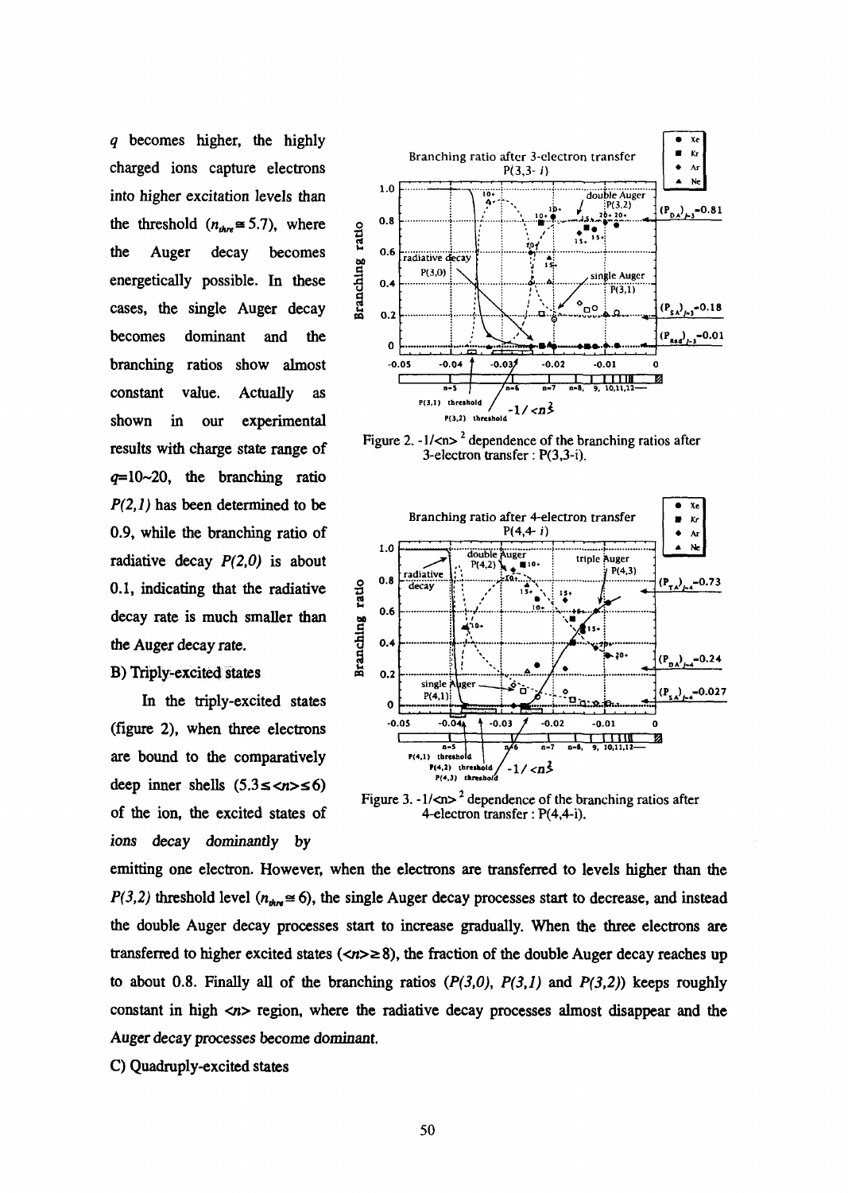$q$ becomes higher, the highly charged ions capture electrons into higher excitation levels than the threshold ($n_{thre} \cong 5.7$), where the Auger decay becomes energetically possible. In these cases, the single Auger decay becomes dominant and the branching ratios show almost constant value. Actually as shown in our experimental results with charge state range of $q$=10~20, the branching ratio $P(2,1)$ has been determined to be 0.9, while the branching ratio of radiative decay $P(2,0)$ is about 0.1, indicating that the radiative decay rate is much smaller than the Auger decay rate.

B) Triply-excited states

In the triply-excited states (figure 2), when three electrons are bound to the comparatively deep inner shells ($5.3 \leq \langle n \rangle \leq 6$) of the ion, the excited states of ions decay *dominantly* by emitting one electron. However, when the electrons are transferred to levels higher than the $P(3,2)$ threshold level ($n_{thre} \cong 6$), the single Auger decay processes start to decrease, and instead the double Auger decay processes start to increase gradually. When the three electrons are transferred to higher excited states ($\langle n \rangle \geq 8$), the fraction of the double Auger decay reaches up to about 0.8. Finally all of the branching ratios ($P(3,0)$, $P(3,1)$ and $P(3,2)$) keeps roughly constant in high $\langle n \rangle$ region, where the radiative decay processes almost disappear and the Auger decay processes become dominant.

Figure 2. $-1/\langle n \rangle^2$ dependence of the branching ratios after 3-electron transfer : P(3,3-i).

Figure 3. $-1/\langle n \rangle^2$ dependence of the branching ratios after 4-electron transfer : P(4,4-i).

C) Quadruply-excited states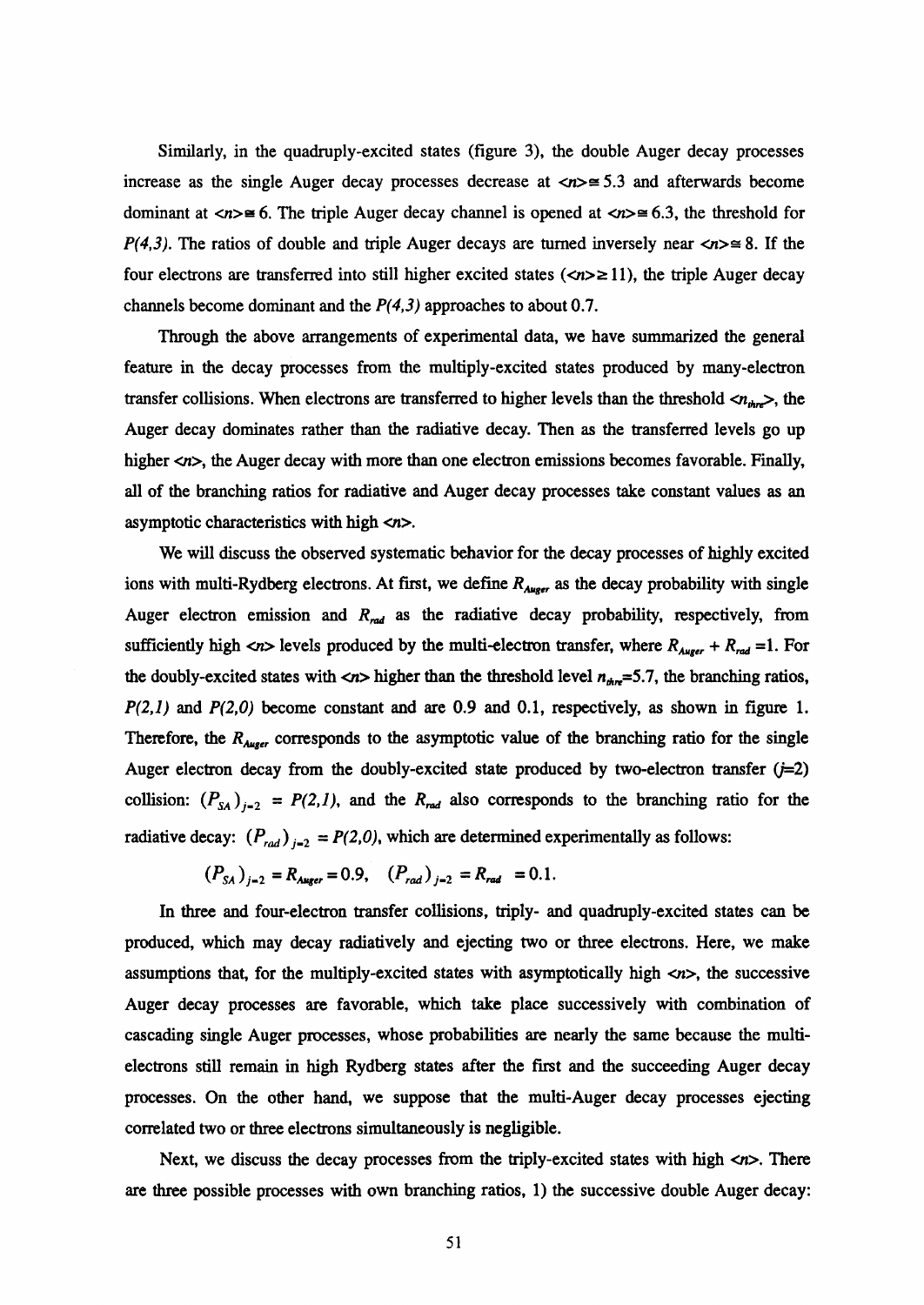Similarly, in the quadruply-excited states (figure 3), the double Auger decay processes increase as the single Auger decay processes decrease at $<n> \cong 5.3$ and afterwards become dominant at $<n> \cong 6$. The triple Auger decay channel is opened at $<n> \cong 6.3$, the threshold for $P(4,3)$. The ratios of double and triple Auger decays are turned inversely near $<n> \cong 8$. If the four electrons are transferred into still higher excited states ($<n> \geq 11$), the triple Auger decay channels become dominant and the $P(4,3)$ approaches to about 0.7.

Through the above arrangements of experimental data, we have summarized the general feature in the decay processes from the multiply-excited states produced by many-electron transfer collisions. When electrons are transferred to higher levels than the threshold $<n_{thre}>$, the Auger decay dominates rather than the radiative decay. Then as the transferred levels go up higher $<n>$, the Auger decay with more than one electron emissions becomes favorable. Finally, all of the branching ratios for radiative and Auger decay processes take constant values as an asymptotic characteristics with high $<n>$.

We will discuss the observed systematic behavior for the decay processes of highly excited ions with multi-Rydberg electrons. At first, we define $R_{Auger}$ as the decay probability with single Auger electron emission and $R_{rad}$ as the radiative decay probability, respectively, from sufficiently high $<n>$ levels produced by the multi-electron transfer, where $R_{Auger} + R_{rad} = 1$. For the doubly-excited states with $<n>$ higher than the threshold level $n_{thre}$=5.7, the branching ratios, $P(2,1)$ and $P(2,0)$ become constant and are 0.9 and 0.1, respectively, as shown in figure 1. Therefore, the $R_{Auger}$ corresponds to the asymptotic value of the branching ratio for the single Auger electron decay from the doubly-excited state produced by two-electron transfer ($j$=2) collision: $(P_{SA})_{j=2}$ = $P(2,1)$, and the $R_{rad}$ also corresponds to the branching ratio for the radiative decay: $(P_{rad})_{j=2}$ = $P(2,0)$, which are determined experimentally as follows:

$$(P_{SA})_{j=2} = R_{Auger} = 0.9, \quad (P_{rad})_{j=2} = R_{rad} = 0.1.$$

In three and four-electron transfer collisions, triply- and quadruply-excited states can be produced, which may decay radiatively and ejecting two or three electrons. Here, we make assumptions that, for the multiply-excited states with asymptotically high $<n>$, the successive Auger decay processes are favorable, which take place successively with combination of cascading single Auger processes, whose probabilities are nearly the same because the multi-electrons still remain in high Rydberg states after the first and the succeeding Auger decay processes. On the other hand, we suppose that the multi-Auger decay processes ejecting correlated two or three electrons simultaneously is negligible.

Next, we discuss the decay processes from the triply-excited states with high $<n>$. There are three possible processes with own branching ratios, 1) the successive double Auger decay: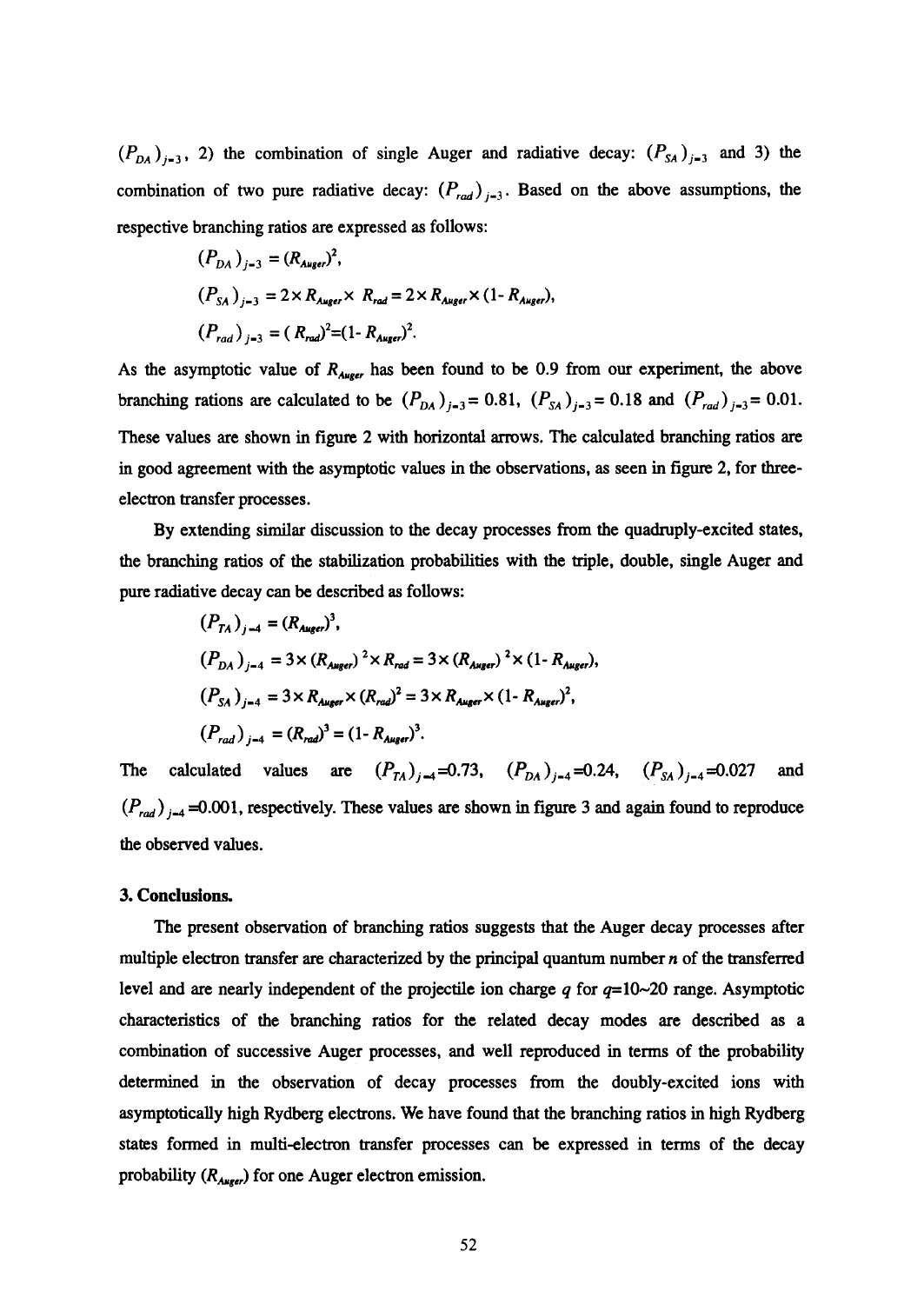$(P_{DA})_{j=3}$, 2) the combination of single Auger and radiative decay: $(P_{SA})_{j=3}$ and 3) the combination of two pure radiative decay: $(P_{rad})_{j=3}$. Based on the above assumptions, the respective branching ratios are expressed as follows:

$$(P_{DA})_{j=3} = (R_{Auger})^2,$$

$$(P_{SA})_{j=3} = 2 \times R_{Auger} \times R_{rad} = 2 \times R_{Auger} \times (1 - R_{Auger}),$$

$$(P_{rad})_{j=3} = (R_{rad})^2 = (1 - R_{Auger})^2.$$

As the asymptotic value of $R_{Auger}$ has been found to be 0.9 from our experiment, the above branching rations are calculated to be $(P_{DA})_{j=3} = 0.81$, $(P_{SA})_{j=3} = 0.18$ and $(P_{rad})_{j=3} = 0.01$. These values are shown in figure 2 with horizontal arrows. The calculated branching ratios are in good agreement with the asymptotic values in the observations, as seen in figure 2, for three-electron transfer processes.

By extending similar discussion to the decay processes from the quadruply-excited states, the branching ratios of the stabilization probabilities with the triple, double, single Auger and pure radiative decay can be described as follows:

$$(P_{TA})_{j=4} = (R_{Auger})^3,$$

$$(P_{DA})_{j=4} = 3 \times (R_{Auger})^2 \times R_{rad} = 3 \times (R_{Auger})^2 \times (1 - R_{Auger}),$$

$$(P_{SA})_{j=4} = 3 \times R_{Auger} \times (R_{rad})^2 = 3 \times R_{Auger} \times (1 - R_{Auger})^2,$$

$$(P_{rad})_{j=4} = (R_{rad})^3 = (1 - R_{Auger})^3.$$

The calculated values are $(P_{TA})_{j=4}=0.73$, $(P_{DA})_{j=4}=0.24$, $(P_{SA})_{j=4}=0.027$ and $(P_{rad})_{j=4}=0.001$, respectively. These values are shown in figure 3 and again found to reproduce the observed values.

### 3. Conclusions.

The present observation of branching ratios suggests that the Auger decay processes after multiple electron transfer are characterized by the principal quantum number $n$ of the transferred level and are nearly independent of the projectile ion charge $q$ for $q$=10~20 range. Asymptotic characteristics of the branching ratios for the related decay modes are described as a combination of successive Auger processes, and well reproduced in terms of the probability determined in the observation of decay processes from the doubly-excited ions with asymptotically high Rydberg electrons. We have found that the branching ratios in high Rydberg states formed in multi-electron transfer processes can be expressed in terms of the decay probability ($R_{Auger}$) for one Auger electron emission.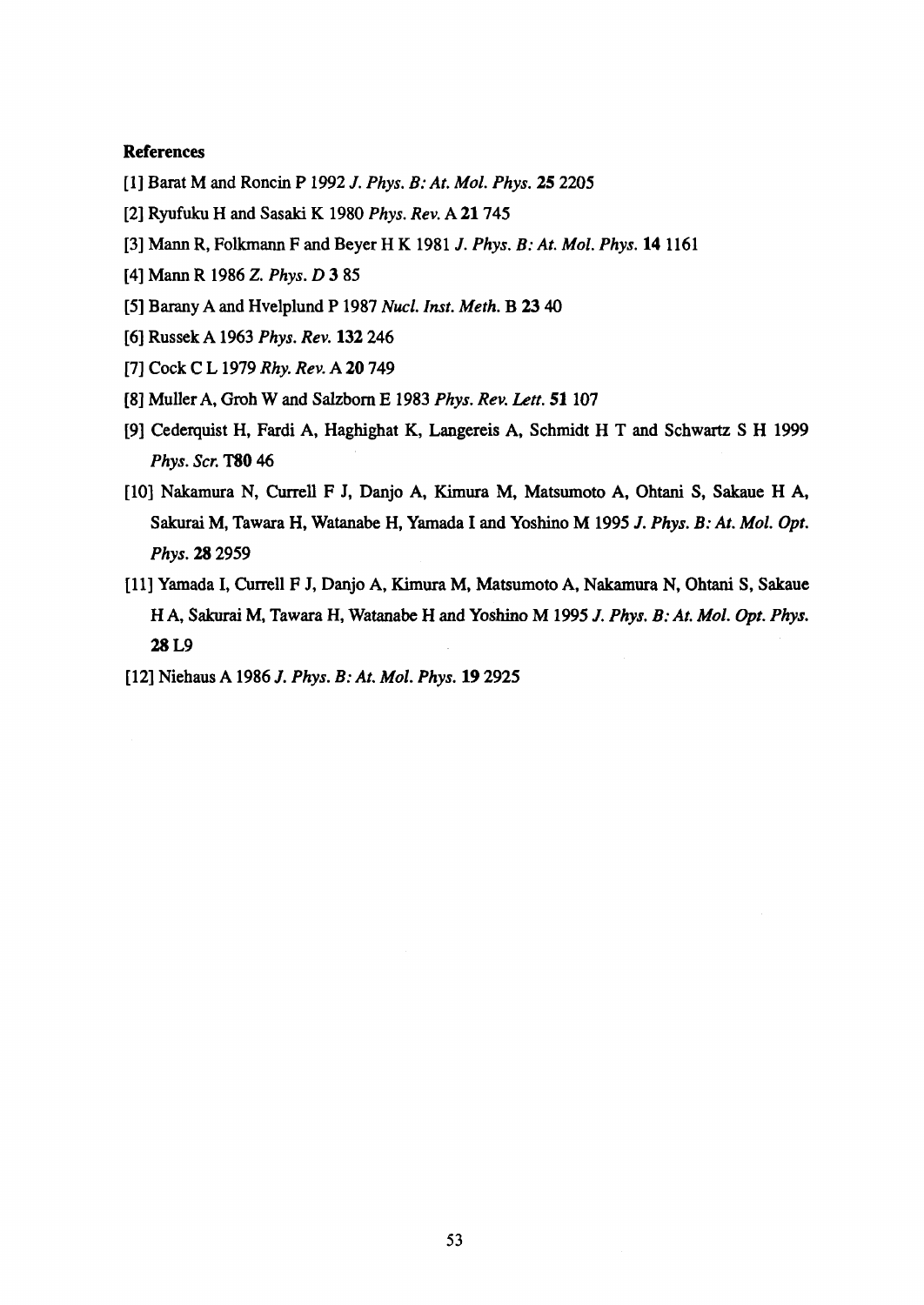**References**

[1] Barat M and Roncin P 1992 *J. Phys. B: At. Mol. Phys.* **25** 2205

[2] Ryufuku H and Sasaki K 1980 *Phys. Rev.* A **21** 745

[3] Mann R, Folkmann F and Beyer H K 1981 *J. Phys. B: At. Mol. Phys.* **14** 1161

[4] Mann R 1986 *Z. Phys. D* **3** 85

[5] Barany A and Hvelplund P 1987 *Nucl. Inst. Meth.* B **23** 40

[6] Russek A 1963 *Phys. Rev.* **132** 246

[7] Cock C L 1979 *Rhy. Rev.* A **20** 749

[8] Muller A, Groh W and Salzborn E 1983 *Phys. Rev. Lett.* **51** 107

[9] Cederquist H, Fardi A, Haghighat K, Langereis A, Schmidt H T and Schwartz S H 1999 *Phys. Scr.* **T80** 46

[10] Nakamura N, Currell F J, Danjo A, Kimura M, Matsumoto A, Ohtani S, Sakaue H A, Sakurai M, Tawara H, Watanabe H, Yamada I and Yoshino M 1995 *J. Phys. B: At. Mol. Opt. Phys.* **28** 2959

[11] Yamada I, Currell F J, Danjo A, Kimura M, Matsumoto A, Nakamura N, Ohtani S, Sakaue H A, Sakurai M, Tawara H, Watanabe H and Yoshino M 1995 *J. Phys. B: At. Mol. Opt. Phys.* **28** L9

[12] Niehaus A 1986 *J. Phys. B: At. Mol. Phys.* **19** 2925